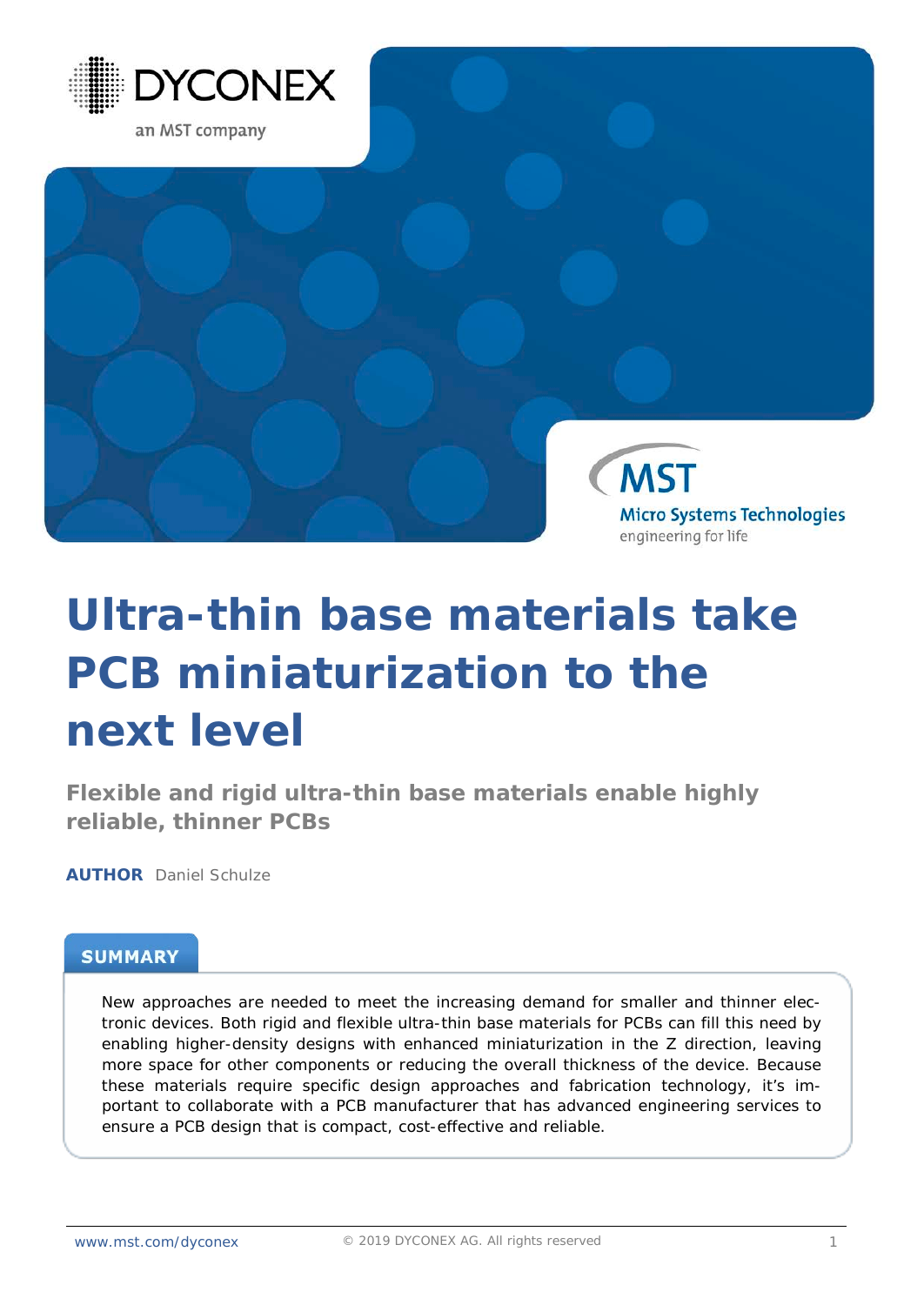DYCONEX

an MST company

MST

Micro Systems Technologies

engineering for life

# Ultra-thin base materials take PCB miniaturization to the next level

## Flexible and rigid ultra-thin base materials enable highly reliable, thinner PCBs

**AUTHOR** Daniel Schulze

### SUMMARY

New approaches are needed to meet the increasing demand for smaller and thinner electronic devices. Both rigid and flexible ultra-thin base materials for PCBs can fill this need by enabling higher-density designs with enhanced miniaturization in the Z direction, leaving more space for other components or reducing the overall thickness of the device. Because these materials require specific design approaches and fabrication technology, it's important to collaborate with a PCB manufacturer that has advanced engineering services to ensure a PCB design that is compact, cost-effective and reliable.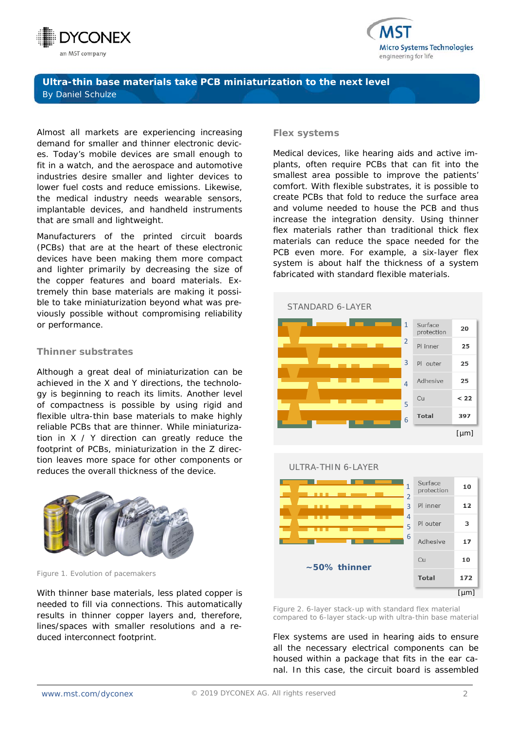## Ultra-thin base materials take PCB miniaturization to the next level

By Daniel Schulze

Almost all markets are experiencing increasing demand for smaller and thinner electronic devices. Today's mobile devices are small enough to fit in a watch, and the aerospace and automotive industries desire smaller and lighter devices to lower fuel costs and reduce emissions. Likewise, the medical industry needs wearable sensors, implantable devices, and handheld instruments that are small and lightweight.

Manufacturers of the printed circuit boards (PCBs) that are at the heart of these electronic devices have been making them more compact and lighter primarily by decreasing the size of the copper features and board materials. Extremely thin base materials are making it possible to take miniaturization beyond what was previously possible without compromising reliability or performance.

### Thinner substrates

Although a great deal of miniaturization can be achieved in the X and Y directions, the technology is beginning to reach its limits. Another level of compactness is possible by using rigid and flexible ultra-thin base materials to make highly reliable PCBs that are thinner. While miniaturization in X / Y direction can greatly reduce the footprint of PCBs, miniaturization in the Z direction leaves more space for other components or reduces the overall thickness of the device.

Figure 1. Evolution of pacemakers

With thinner base materials, less plated copper is needed to fill via connections. This automatically results in thinner copper layers and, therefore, lines/spaces with smaller resolutions and a reduced interconnect footprint.

### Flex systems

Medical devices, like hearing aids and active implants, often require PCBs that can fit into the smallest area possible to improve the patients' comfort. With flexible substrates, it is possible to create PCBs that fold to reduce the surface area and volume needed to house the PCB and thus increase the integration density. Using thinner flex materials rather than traditional thick flex materials can reduce the space needed for the PCB even more. For example, a six-layer flex system is about half the thickness of a system fabricated with standard flexible materials.

STANDARD 6-LAYER

| | [µm] |
|---|---|
| Surface protection | 20 |
| PI inner | 25 |
| PI outer | 25 |
| Adhesive | 25 |
| Cu | < 22 |
| **Total** | **397** |

ULTRA-THIN 6-LAYER

| | [µm] |
|---|---|
| Surface protection | 10 |
| PI inner | 12 |
| PI outer | 3 |
| Adhesive | 17 |
| Cu | 10 |
| **Total** | **172** |

**~50% thinner**

Figure 2. 6-layer stack-up with standard flex material compared to 6-layer stack-up with ultra-thin base material

Flex systems are used in hearing aids to ensure all the necessary electrical components can be housed within a package that fits in the ear canal. In this case, the circuit board is assembled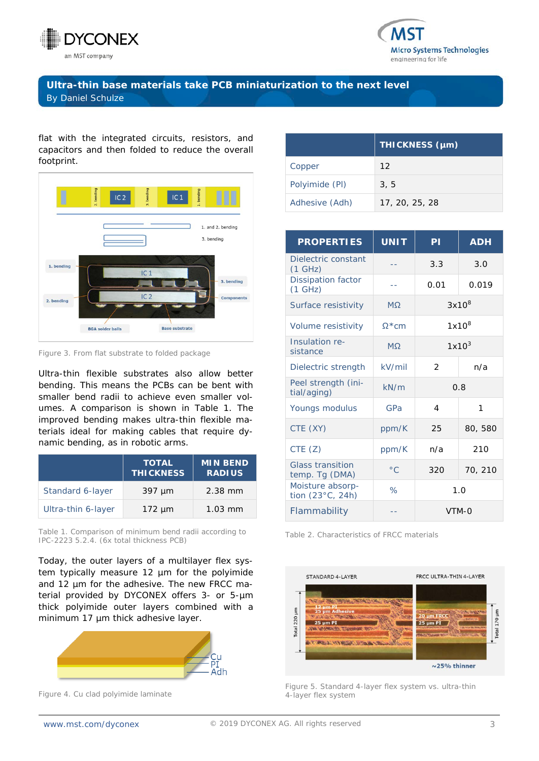flat with the integrated circuits, resistors, and capacitors on and then folded to reduce the overall footprint.

Figure 3. From flat substrate to folded package

Ultra-thin flexible substrates also allow better bending. This means the PCBs can be bent with smaller bend radii to achieve even smaller volumes. A comparison is shown in Table 1. The improved bending makes ultra-thin flexible materials ideal for making cables that require dynamic bending, as in robotic arms.

| | TOTAL THICKNESS | MIN BEND RADIUS |
|---|---|---|
| Standard 6-layer | 397 µm | 2.38 mm |
| Ultra-thin 6-layer | 172 µm | 1.03 mm |

Table 1. Comparison of minimum bend radii according to IPC-2223 5.2.4. (6x total thickness PCB)

Today, the outer layers of a multilayer flex system typically measure 12 µm for the polyimide and 12 µm for the adhesive. The new FRCC material provided by DYCONEX offers 3- or 5-µm thick polyimide outer layers combined with a minimum 17 µm thick adhesive layer.

Figure 4. Cu clad polyimide laminate

| | THICKNESS (µm) |
|---|---|
| Copper | 12 |
| Polyimide (PI) | 3, 5 |
| Adhesive (Adh) | 17, 20, 25, 28 |

| PROPERTIES | UNIT | PI | ADH |
|---|---|---|---|
| Dielectric constant (1 GHz) | -- | 3.3 | 3.0 |
| Dissipation factor (1 GHz) | -- | 0.01 | 0.019 |
| Surface resistivity | MΩ | $3 \times 10^8$ | |
| Volume resistivity | Ω*cm | $1 \times 10^8$ | |
| Insulation resistance | MΩ | $1 \times 10^3$ | |
| Dielectric strength | kV/mil | 2 | n/a |
| Peel strength (initial/aging) | kN/m | 0.8 | |
| Youngs modulus | GPa | 4 | 1 |
| CTE (XY) | ppm/K | 25 | 80, 580 |
| CTE (Z) | ppm/K | n/a | 210 |
| Glass transition temp. Tg (DMA) | °C | 320 | 70, 210 |
| Moisture absorption (23°C, 24h) | % | 1.0 | |
| Flammability | -- | VTM-0 | |

Table 2. Characteristics of FRCC materials

Figure 5. Standard 4-layer flex system vs. ultra-thin 4-layer flex system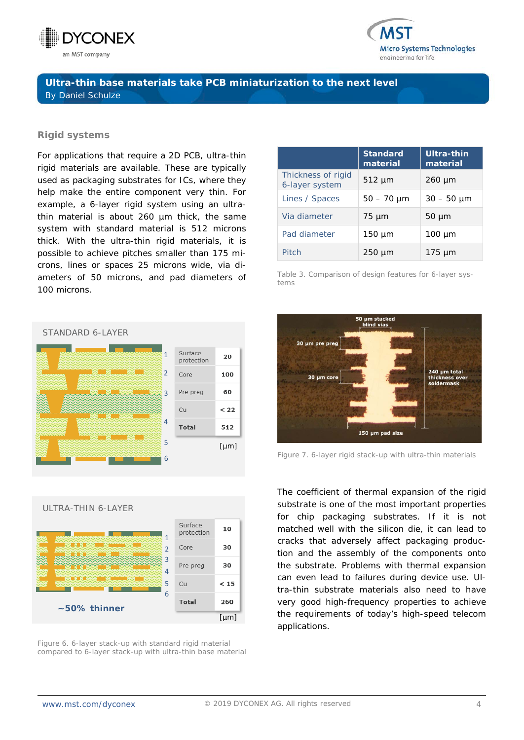# Ultra-thin base materials take PCB miniaturization to the next level

By Daniel Schulze

## Rigid systems

For applications that require a 2D PCB, ultra-thin rigid materials are available. These are typically used as packaging substrates for ICs, where they help make the entire component very thin. For example, a 6-layer rigid system using an ultra-thin material is about 260 µm thick, the same system with standard material is 512 microns thick. With the ultra-thin rigid materials, it is possible to achieve pitches smaller than 175 microns, lines or spaces 25 microns wide, via diameters of 50 microns, and pad diameters of 100 microns.

| | Standard material | Ultra-thin material |
|---|---|---|
| Thickness of rigid 6-layer system | 512 µm | 260 µm |
| Lines / Spaces | 50 – 70 µm | 30 – 50 µm |
| Via diameter | 75 µm | 50 µm |
| Pad diameter | 150 µm | 100 µm |
| Pitch | 250 µm | 175 µm |

Table 3. Comparison of design features for 6-layer systems

STANDARD 6-LAYER

| Layer | [µm] |
|---|---|
| Surface protection | 20 |
| Core | 100 |
| Pre preg | 60 |
| Cu | < 22 |
| Total | 512 |

ULTRA-THIN 6-LAYER

| Layer | [µm] |
|---|---|
| Surface protection | 10 |
| Core | 30 |
| Pre preg | 30 |
| Cu | < 15 |
| Total | 260 |

~50% thinner

Figure 6. 6-layer stack-up with standard rigid material compared to 6-layer stack-up with ultra-thin base material

Figure 7. 6-layer rigid stack-up with ultra-thin materials

The coefficient of thermal expansion of the rigid substrate is one of the most important properties for chip packaging substrates. If it is not matched well with the silicon die, it can lead to cracks that adversely affect packaging production and the assembly of the components onto the substrate. Problems with thermal expansion can even lead to failures during device use. Ultra-thin substrate materials also need to have very good high-frequency properties to achieve the requirements of today's high-speed telecom applications.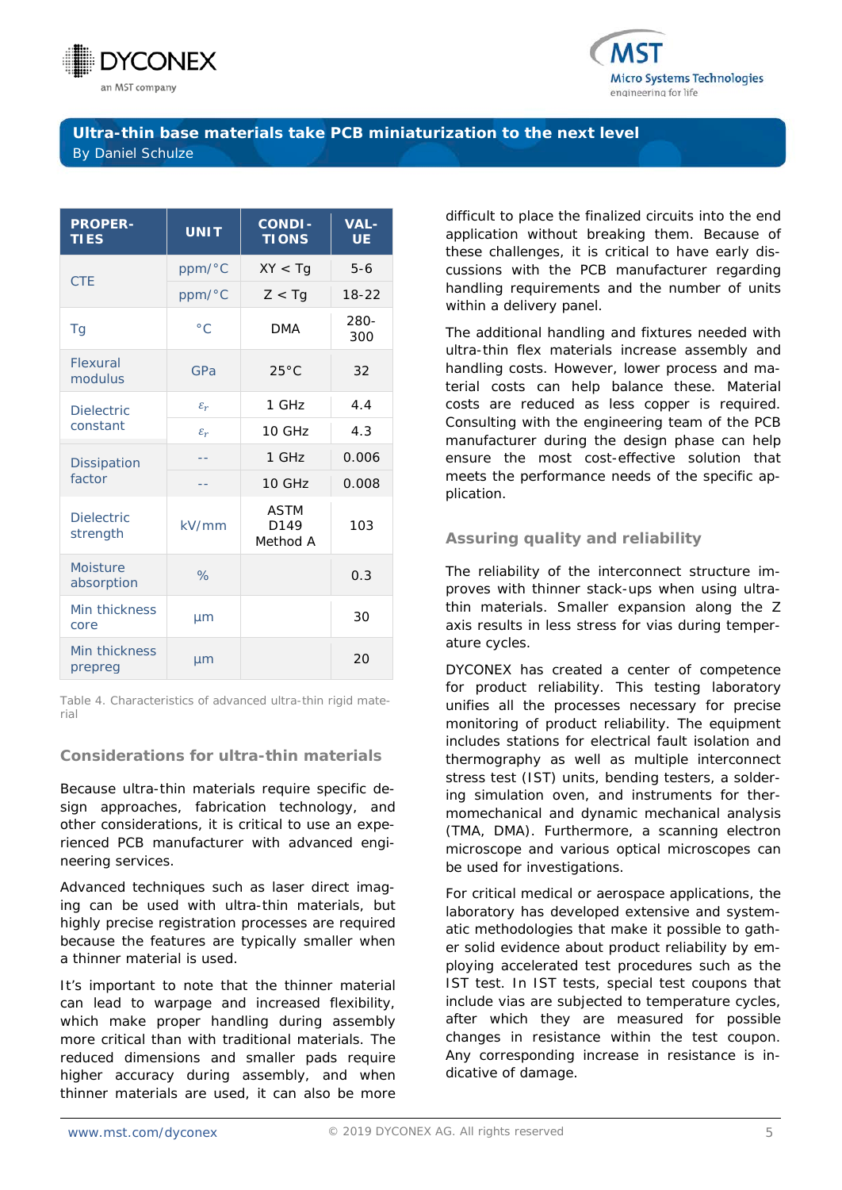## Ultra-thin base materials take PCB miniaturization to the next level

By Daniel Schulze

| PROPERTIES | UNIT | CONDITIONS | VALUE |
|---|---|---|---|
| CTE | ppm/°C | XY < Tg | 5-6 |
| | ppm/°C | Z < Tg | 18-22 |
| Tg | °C | DMA | 280-300 |
| Flexural modulus | GPa | 25°C | 32 |
| Dielectric constant | $\varepsilon_r$ | 1 GHz | 4.4 |
| | $\varepsilon_r$ | 10 GHz | 4.3 |
| Dissipation factor | -- | 1 GHz | 0.006 |
| | -- | 10 GHz | 0.008 |
| Dielectric strength | kV/mm | ASTM D149 Method A | 103 |
| Moisture absorption | % | | 0.3 |
| Min thickness core | µm | | 30 |
| Min thickness prepreg | µm | | 20 |

Table 4. Characteristics of advanced ultra-thin rigid material

### Considerations for ultra-thin materials

Because ultra-thin materials require specific design approaches, fabrication technology, and other considerations, it is critical to use an experienced PCB manufacturer with advanced engineering services.

Advanced techniques such as laser direct imaging can be used with ultra-thin materials, but highly precise registration processes are required because the features are typically smaller when a thinner material is used.

It's important to note that the thinner material can lead to warpage and increased flexibility, which make proper handling during assembly more critical than with traditional materials. The reduced dimensions and smaller pads require higher accuracy during assembly, and when thinner materials are used, it can also be more difficult to place the finalized circuits into the end application without breaking them. Because of these challenges, it is critical to have early discussions with the PCB manufacturer regarding handling requirements and the number of units within a delivery panel.

The additional handling and fixtures needed with ultra-thin flex materials increase assembly and handling costs. However, lower process and material costs can help balance these. Material costs are reduced as less copper is required. Consulting with the engineering team of the PCB manufacturer during the design phase can help ensure the most cost-effective solution that meets the performance needs of the specific application.

### Assuring quality and reliability

The reliability of the interconnect structure improves with thinner stack-ups when using ultra-thin materials. Smaller expansion along the Z axis results in less stress for vias during temperature cycles.

DYCONEX has created a center of competence for product reliability. This testing laboratory unifies all the processes necessary for precise monitoring of product reliability. The equipment includes stations for electrical fault isolation and thermography as well as multiple interconnect stress test (IST) units, bending testers, a soldering simulation oven, and instruments for thermomechanical and dynamic mechanical analysis (TMA, DMA). Furthermore, a scanning electron microscope and various optical microscopes can be used for investigations.

For critical medical or aerospace applications, the laboratory has developed extensive and systematic methodologies that make it possible to gather solid evidence about product reliability by employing accelerated test procedures such as the IST test. In IST tests, special test coupons that include vias are subjected to temperature cycles, after which they are measured for possible changes in resistance within the test coupon. Any corresponding increase in resistance is indicative of damage.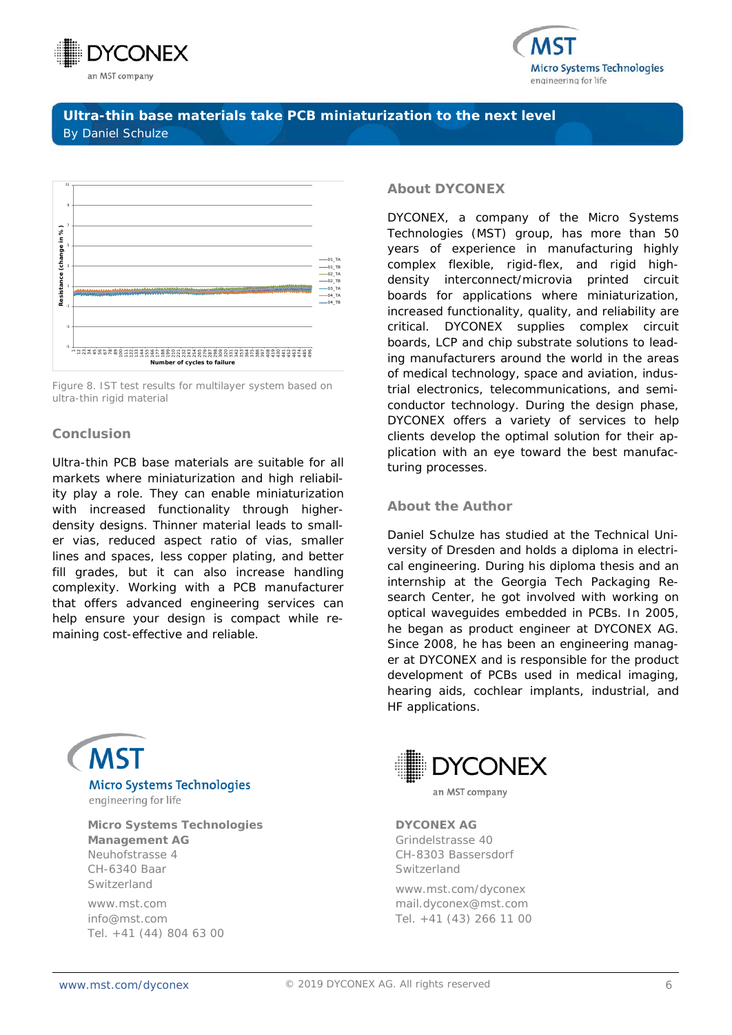Resistance (change in % )

Number of cycles to failure

01_TA
01_TB
02_TA
02_TB
03_TA
03_TB
04_TA
04_TB

Figure 8. IST test results for multilayer system based on ultra-thin rigid material

## Conclusion

Ultra-thin PCB base materials are suitable for all markets where miniaturization and high reliability play a role. They can enable miniaturization with increased functionality through higher-density designs. Thinner material leads to smaller vias, reduced aspect ratio of vias, smaller lines and spaces, less copper plating, and better fill grades, but it can also increase handling complexity. Working with a PCB manufacturer that offers advanced engineering services can help ensure your design is compact while remaining cost-effective and reliable.

## About DYCONEX

DYCONEX, a company of the Micro Systems Technologies (MST) group, has more than 50 years of experience in manufacturing highly complex flexible, rigid-flex, and rigid high-density interconnect/microvia printed circuit boards for applications where miniaturization, increased functionality, quality, and reliability are critical. DYCONEX supplies complex circuit boards, LCP and chip substrate solutions to leading manufacturers around the world in the areas of medical technology, space and aviation, industrial electronics, telecommunications, and semiconductor technology. During the design phase, DYCONEX offers a variety of services to help clients develop the optimal solution for their application with an eye toward the best manufacturing processes.

## About the Author

Daniel Schulze has studied at the Technical University of Dresden and holds a diploma in electrical engineering. During his diploma thesis and an internship at the Georgia Tech Packaging Research Center, he got involved with working on optical waveguides embedded in PCBs. In 2005, he began as product engineer at DYCONEX AG. Since 2008, he has been an engineering manager at DYCONEX and is responsible for the product development of PCBs used in medical imaging, hearing aids, cochlear implants, industrial, and HF applications.

MST
Micro Systems Technologies
engineering for life

**Micro Systems Technologies Management AG**
Neuhofstrasse 4
CH-6340 Baar
Switzerland

www.mst.com
info@mst.com
Tel. +41 (44) 804 63 00

DYCONEX
an MST company

**DYCONEX AG**
Grindelstrasse 40
CH-8303 Bassersdorf
Switzerland

www.mst.com/dyconex
mail.dyconex@mst.com
Tel. +41 (43) 266 11 00